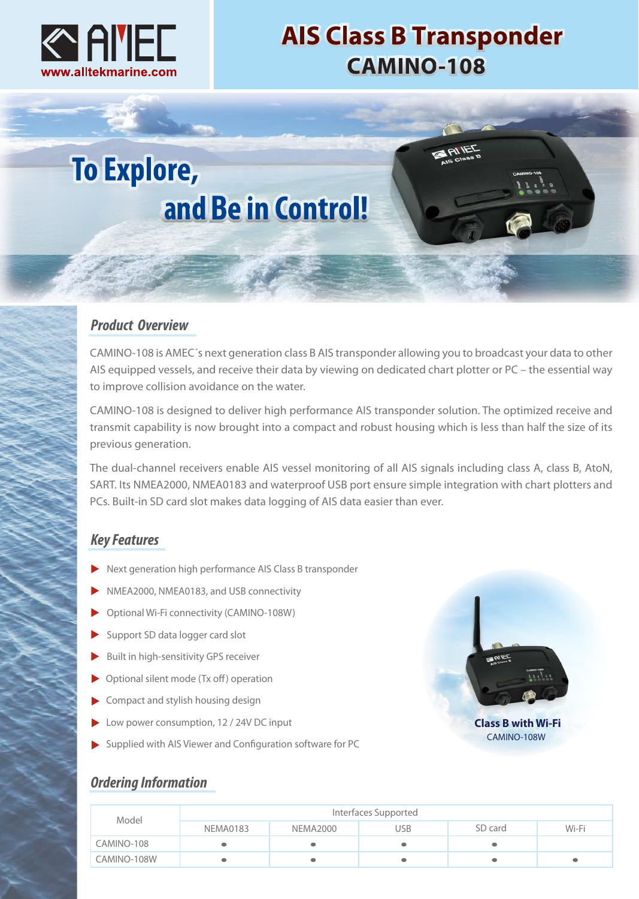AMEC

www.alltekmarine.com

# AIS Class B Transponder
## CAMINO-108

To Explore,
and Be in Control!

## Product Overview

CAMINO-108 is AMEC´s next generation class B AIS transponder allowing you to broadcast your data to other AIS equipped vessels, and receive their data by viewing on dedicated chart plotter or PC – the essential way to improve collision avoidance on the water.

CAMINO-108 is designed to deliver high performance AIS transponder solution. The optimized receive and transmit capability is now brought into a compact and robust housing which is less than half the size of its previous generation.

The dual-channel receivers enable AIS vessel monitoring of all AIS signals including class A, class B, AtoN, SART. Its NMEA2000, NMEA0183 and waterproof USB port ensure simple integration with chart plotters and PCs. Built-in SD card slot makes data logging of AIS data easier than ever.

## Key Features

- Next generation high performance AIS Class B transponder
- NMEA2000, NMEA0183, and USB connectivity
- Optional Wi-Fi connectivity (CAMINO-108W)
- Support SD data logger card slot
- Built in high-sensitivity GPS receiver
- Optional silent mode (Tx off) operation
- Compact and stylish housing design
- Low power consumption, 12 / 24V DC input
- Supplied with AIS Viewer and Configuration software for PC

**Class B with Wi-Fi**
CAMINO-108W

## Ordering Information

| Model | Interfaces Supported | | | | |
|---|---|---|---|---|---|
| | NEMA0183 | NEMA2000 | USB | SD card | Wi-Fi |
| CAMINO-108 | ● | ● | ● | ● | |
| CAMINO-108W | ● | ● | ● | ● | ● |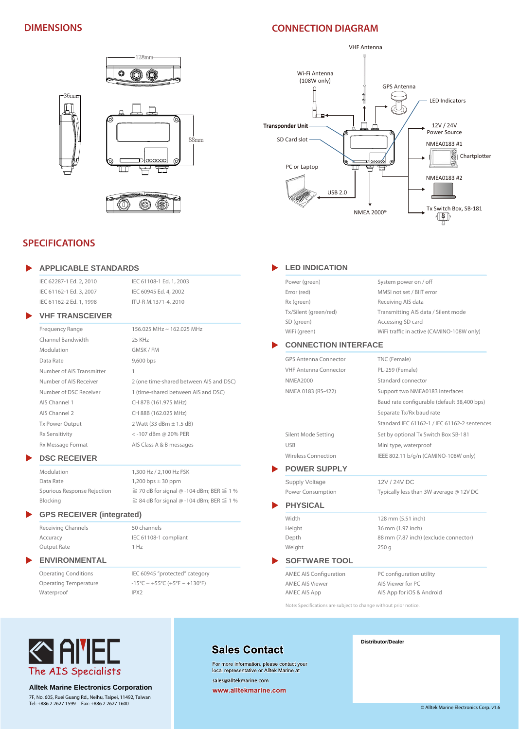## DIMENSIONS

128mm

36mm

88mm

## CONNECTION DIAGRAM

VHF Antenna

Wi-Fi Antenna (108W only)

GPS Antenna

LED Indicators

Transponder Unit

SD Card slot

12V / 24V Power Source

NMEA0183 #1

Chartplotter

PC or Laptop

USB 2.0

NMEA0183 #2

NMEA 2000®

Tx Switch Box, SB-181

## SPECIFICATIONS

### APPLICABLE STANDARDS

| | |
|---|---|
| IEC 62287-1 Ed. 2, 2010 | IEC 61108-1 Ed. 1, 2003 |
| IEC 61162-1 Ed. 3, 2007 | IEC 60945 Ed. 4, 2002 |
| IEC 61162-2 Ed. 1, 1998 | ITU-R M.1371-4, 2010 |

### VHF TRANSCEIVER

| | |
|---|---|
| Frequency Range | 156.025 MHz ~ 162.025 MHz |
| Channel Bandwidth | 25 KHz |
| Modulation | GMSK / FM |
| Data Rate | 9,600 bps |
| Number of AIS Transmitter | 1 |
| Number of AIS Receiver | 2 (one time-shared between AIS and DSC) |
| Number of DSC Receiver | 1 (time-shared between AIS and DSC) |
| AIS Channel 1 | CH 87B (161.975 MHz) |
| AIS Channel 2 | CH 88B (162.025 MHz) |
| Tx Power Output | 2 Watt (33 dBm ± 1.5 dB) |
| Rx Sensitivity | < -107 dBm @ 20% PER |
| Rx Message Format | AIS Class A & B messages |

### DSC RECEIVER

| | |
|---|---|
| Modulation | 1,300 Hz / 2,100 Hz FSK |
| Data Rate | 1,200 bps ± 30 ppm |
| Spurious Response Rejection | ≧ 70 dB for signal @ -104 dBm; BER ≦ 1 % |
| Blocking | ≧ 84 dB for signal @ -104 dBm; BER ≦ 1 % |

### GPS RECEIVER (integrated)

| | |
|---|---|
| Receiving Channels | 50 channels |
| Accuracy | IEC 61108-1 compliant |
| Output Rate | 1 Hz |

### ENVIRONMENTAL

| | |
|---|---|
| Operating Conditions | IEC 60945 "protected" category |
| Operating Temperature | -15°C ~ +55°C (+5°F ~ +130°F) |
| Waterproof | IPX2 |

### LED INDICATION

| | |
|---|---|
| Power (green) | System power on / off |
| Error (red) | MMSI not set / BIIT error |
| Rx (green) | Receiving AIS data |
| Tx/Silent (green/red) | Transmitting AIS data / Silent mode |
| SD (green) | Accessing SD card |
| WiFi (green) | WiFi traffic in active (CAMINO-108W only) |

### CONNECTION INTERFACE

| | |
|---|---|
| GPS Antenna Connector | TNC (Female) |
| VHF Antenna Connector | PL-259 (Female) |
| NMEA2000 | Standard connector |
| NMEA 0183 (RS-422) | Support two NMEA0183 interfaces<br>Baud rate configurable (default 38,400 bps)<br>Separate Tx/Rx baud rate<br>Standard IEC 61162-1 / IEC 61162-2 sentences |
| Silent Mode Setting | Set by optional Tx Switch Box SB-181 |
| USB | Mini type, waterproof |
| Wireless Connection | IEEE 802.11 b/g/n (CAMINO-108W only) |

### POWER SUPPLY

| | |
|---|---|
| Supply Voltage | 12V / 24V DC |
| Power Consumption | Typically less than 3W average @ 12V DC |

### PHYSICAL

| | |
|---|---|
| Width | 128 mm (5.51 inch) |
| Height | 36 mm (1.97 inch) |
| Depth | 88 mm (7.87 inch) (exclude connector) |
| Weight | 250 g |

### SOFTWARE TOOL

| | |
|---|---|
| AMEC AIS Configuration | PC configuration utility |
| AMEC AIS Viewer | AIS Viewer for PC |
| AMEC AIS App | AIS App for iOS & Android |

Note: Specifications are subject to change without prior notice.

AMEC
The AIS Specialists

**Alltek Marine Electronics Corporation**

7F, No. 605, Ruei Guang Rd., Neihu, Taipei, 11492, Taiwan
Tel: +886 2 2627 1599 Fax: +886 2 2627 1600

## Sales Contact

For more information, please contact your local representative or Alltek Marine at

sales@alltekmarine.com

**www.alltekmarine.com**

**Distributor/Dealer**

© Alltek Marine Electronics Corp. v1.6